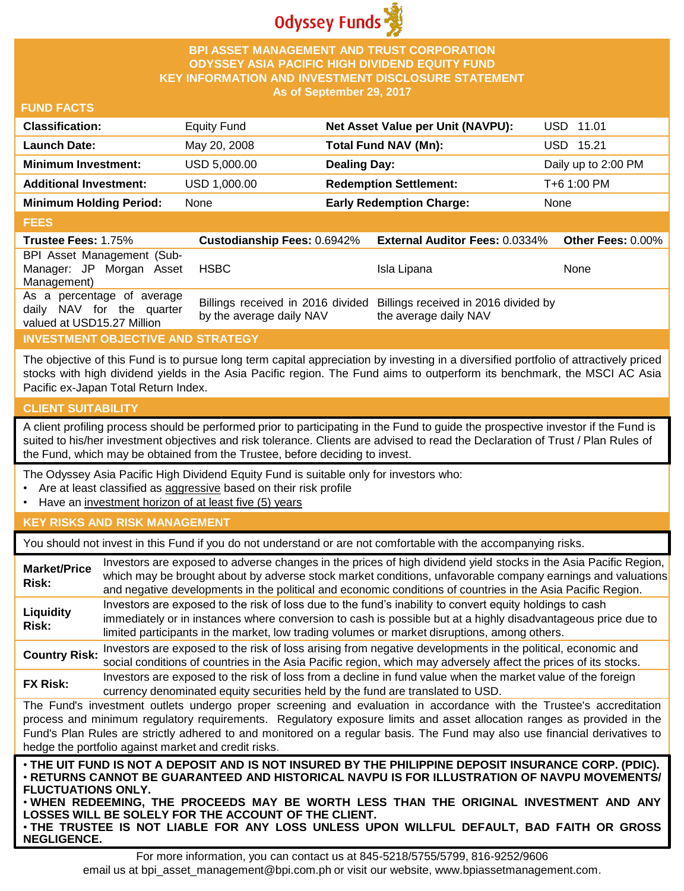Odyssey Funds

# BPI ASSET MANAGEMENT AND TRUST CORPORATION
# ODYSSEY ASIA PACIFIC HIGH DIVIDEND EQUITY FUND
# KEY INFORMATION AND INVESTMENT DISCLOSURE STATEMENT
**As of September 29, 2017**

## FUND FACTS

| | | | |
|---|---|---|---|
| **Classification:** | Equity Fund | **Net Asset Value per Unit (NAVPU):** | USD 11.01 |
| **Launch Date:** | May 20, 2008 | **Total Fund NAV (Mn):** | USD 15.21 |
| **Minimum Investment:** | USD 5,000.00 | **Dealing Day:** | Daily up to 2:00 PM |
| **Additional Investment:** | USD 1,000.00 | **Redemption Settlement:** | T+6 1:00 PM |
| **Minimum Holding Period:** | None | **Early Redemption Charge:** | None |

## FEES

| **Trustee Fees:** 1.75% | **Custodianship Fees:** 0.6942% | **External Auditor Fees:** 0.0334% | **Other Fees:** 0.00% |
|---|---|---|---|
| BPI Asset Management (Sub-Manager: JP Morgan Asset Management) | HSBC | Isla Lipana | None |
| As a percentage of average daily NAV for the quarter valued at USD15.27 Million | Billings received in 2016 divided by the average daily NAV | Billings received in 2016 divided by the average daily NAV | |

## INVESTMENT OBJECTIVE AND STRATEGY

The objective of this Fund is to pursue long term capital appreciation by investing in a diversified portfolio of attractively priced stocks with high dividend yields in the Asia Pacific region. The Fund aims to outperform its benchmark, the MSCI AC Asia Pacific ex-Japan Total Return Index.

## CLIENT SUITABILITY

A client profiling process should be performed prior to participating in the Fund to guide the prospective investor if the Fund is suited to his/her investment objectives and risk tolerance. Clients are advised to read the Declaration of Trust / Plan Rules of the Fund, which may be obtained from the Trustee, before deciding to invest.

The Odyssey Asia Pacific High Dividend Equity Fund is suitable only for investors who:
- Are at least classified as aggressive based on their risk profile
- Have an investment horizon of at least five (5) years

## KEY RISKS AND RISK MANAGEMENT

You should not invest in this Fund if you do not understand or are not comfortable with the accompanying risks.

| | |
|---|---|
| **Market/Price Risk:** | Investors are exposed to adverse changes in the prices of high dividend yield stocks in the Asia Pacific Region, which may be brought about by adverse stock market conditions, unfavorable company earnings and valuations and negative developments in the political and economic conditions of countries in the Asia Pacific Region. |
| **Liquidity Risk:** | Investors are exposed to the risk of loss due to the fund's inability to convert equity holdings to cash immediately or in instances where conversion to cash is possible but at a highly disadvantageous price due to limited participants in the market, low trading volumes or market disruptions, among others. |
| **Country Risk:** | Investors are exposed to the risk of loss arising from negative developments in the political, economic and social conditions of countries in the Asia Pacific region, which may adversely affect the prices of its stocks. |
| **FX Risk:** | Investors are exposed to the risk of loss from a decline in fund value when the market value of the foreign currency denominated equity securities held by the fund are translated to USD. |

The Fund's investment outlets undergo proper screening and evaluation in accordance with the Trustee's accreditation process and minimum regulatory requirements. Regulatory exposure limits and asset allocation ranges as provided in the Fund's Plan Rules are strictly adhered to and monitored on a regular basis. The Fund may also use financial derivatives to hedge the portfolio against market and credit risks.

- **THE UIT FUND IS NOT A DEPOSIT AND IS NOT INSURED BY THE PHILIPPINE DEPOSIT INSURANCE CORP. (PDIC).**
- **RETURNS CANNOT BE GUARANTEED AND HISTORICAL NAVPU IS FOR ILLUSTRATION OF NAVPU MOVEMENTS/ FLUCTUATIONS ONLY.**
- **WHEN REDEEMING, THE PROCEEDS MAY BE WORTH LESS THAN THE ORIGINAL INVESTMENT AND ANY LOSSES WILL BE SOLELY FOR THE ACCOUNT OF THE CLIENT.**
- **THE TRUSTEE IS NOT LIABLE FOR ANY LOSS UNLESS UPON WILLFUL DEFAULT, BAD FAITH OR GROSS NEGLIGENCE.**

For more information, you can contact us at 845-5218/5755/5799, 816-9252/9606
email us at bpi_asset_management@bpi.com.ph or visit our website, www.bpiassetmanagement.com.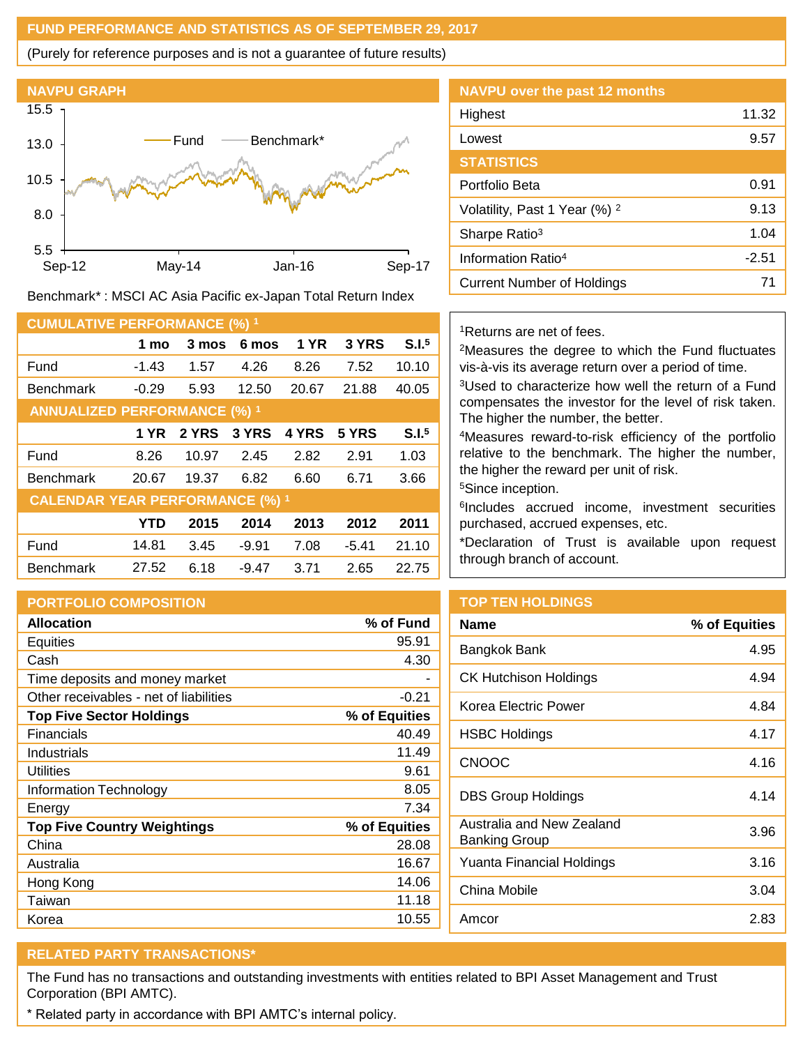## FUND PERFORMANCE AND STATISTICS AS OF SEPTEMBER 29, 2017

(Purely for reference purposes and is not a guarantee of future results)

### NAVPU GRAPH

Benchmark* : MSCI AC Asia Pacific ex-Japan Total Return Index

### NAVPU over the past 12 months

| | |
|---|---|
| Highest | 11.32 |
| Lowest | 9.57 |

### STATISTICS

| | |
|---|---|
| Portfolio Beta | 0.91 |
| Volatility, Past 1 Year (%) [2] | 9.13 |
| Sharpe Ratio[3] | 1.04 |
| Information Ratio[4] | -2.51 |
| Current Number of Holdings | 71 |

### CUMULATIVE PERFORMANCE (%) [1]

| | 1 mo | 3 mos | 6 mos | 1 YR | 3 YRS | S.I.[5] |
|---|---|---|---|---|---|---|
| Fund | -1.43 | 1.57 | 4.26 | 8.26 | 7.52 | 10.10 |
| Benchmark | -0.29 | 5.93 | 12.50 | 20.67 | 21.88 | 40.05 |

### ANNUALIZED PERFORMANCE (%) [1]

| | 1 YR | 2 YRS | 3 YRS | 4 YRS | 5 YRS | S.I.[5] |
|---|---|---|---|---|---|---|
| Fund | 8.26 | 10.97 | 2.45 | 2.82 | 2.91 | 1.03 |
| Benchmark | 20.67 | 19.37 | 6.82 | 6.60 | 6.71 | 3.66 |

### CALENDAR YEAR PERFORMANCE (%) [1]

| | YTD | 2015 | 2014 | 2013 | 2012 | 2011 |
|---|---|---|---|---|---|---|
| Fund | 14.81 | 3.45 | -9.91 | 7.08 | -5.41 | 21.10 |
| Benchmark | 27.52 | 6.18 | -9.47 | 3.71 | 2.65 | 22.75 |

[1]Returns are net of fees.

[2]Measures the degree to which the Fund fluctuates vis-à-vis its average return over a period of time.

[3]Used to characterize how well the return of a Fund compensates the investor for the level of risk taken. The higher the number, the better.

[4]Measures reward-to-risk efficiency of the portfolio relative to the benchmark. The higher the number, the higher the reward per unit of risk.

[5]Since inception.

[6]Includes accrued income, investment securities purchased, accrued expenses, etc.

*Declaration of Trust is available upon request through branch of account.

### PORTFOLIO COMPOSITION

| **Allocation** | **% of Fund** |
|---|---|
| Equities | 95.91 |
| Cash | 4.30 |
| Time deposits and money market | - |
| Other receivables - net of liabilities | -0.21 |
| **Top Five Sector Holdings** | **% of Equities** |
| Financials | 40.49 |
| Industrials | 11.49 |
| Utilities | 9.61 |
| Information Technology | 8.05 |
| Energy | 7.34 |
| **Top Five Country Weightings** | **% of Equities** |
| China | 28.08 |
| Australia | 16.67 |
| Hong Kong | 14.06 |
| Taiwan | 11.18 |
| Korea | 10.55 |

### TOP TEN HOLDINGS

| Name | % of Equities |
|---|---|
| Bangkok Bank | 4.95 |
| CK Hutchison Holdings | 4.94 |
| Korea Electric Power | 4.84 |
| HSBC Holdings | 4.17 |
| CNOOC | 4.16 |
| DBS Group Holdings | 4.14 |
| Australia and New Zealand Banking Group | 3.96 |
| Yuanta Financial Holdings | 3.16 |
| China Mobile | 3.04 |
| Amcor | 2.83 |

### RELATED PARTY TRANSACTIONS*

The Fund has no transactions and outstanding investments with entities related to BPI Asset Management and Trust Corporation (BPI AMTC).

* Related party in accordance with BPI AMTC's internal policy.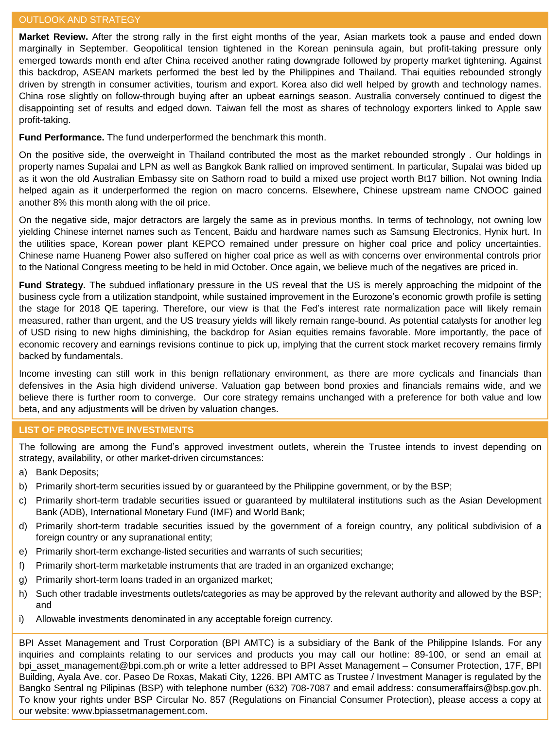## OUTLOOK AND STRATEGY

**Market Review.** After the strong rally in the first eight months of the year, Asian markets took a pause and ended down marginally in September. Geopolitical tension tightened in the Korean peninsula again, but profit-taking pressure only emerged towards month end after China received another rating downgrade followed by property market tightening. Against this backdrop, ASEAN markets performed the best led by the Philippines and Thailand. Thai equities rebounded strongly driven by strength in consumer activities, tourism and export. Korea also did well helped by growth and technology names. China rose slightly on follow-through buying after an upbeat earnings season. Australia conversely continued to digest the disappointing set of results and edged down. Taiwan fell the most as shares of technology exporters linked to Apple saw profit-taking.

**Fund Performance.** The fund underperformed the benchmark this month.

On the positive side, the overweight in Thailand contributed the most as the market rebounded strongly . Our holdings in property names Supalai and LPN as well as Bangkok Bank rallied on improved sentiment. In particular, Supalai was bided up as it won the old Australian Embassy site on Sathorn road to build a mixed use project worth Bt17 billion. Not owning India helped again as it underperformed the region on macro concerns. Elsewhere, Chinese upstream name CNOOC gained another 8% this month along with the oil price.

On the negative side, major detractors are largely the same as in previous months. In terms of technology, not owning low yielding Chinese internet names such as Tencent, Baidu and hardware names such as Samsung Electronics, Hynix hurt. In the utilities space, Korean power plant KEPCO remained under pressure on higher coal price and policy uncertainties. Chinese name Huaneng Power also suffered on higher coal price as well as with concerns over environmental controls prior to the National Congress meeting to be held in mid October. Once again, we believe much of the negatives are priced in.

**Fund Strategy.** The subdued inflationary pressure in the US reveal that the US is merely approaching the midpoint of the business cycle from a utilization standpoint, while sustained improvement in the Eurozone's economic growth profile is setting the stage for 2018 QE tapering. Therefore, our view is that the Fed's interest rate normalization pace will likely remain measured, rather than urgent, and the US treasury yields will likely remain range-bound. As potential catalysts for another leg of USD rising to new highs diminishing, the backdrop for Asian equities remains favorable. More importantly, the pace of economic recovery and earnings revisions continue to pick up, implying that the current stock market recovery remains firmly backed by fundamentals.

Income investing can still work in this benign reflationary environment, as there are more cyclicals and financials than defensives in the Asia high dividend universe. Valuation gap between bond proxies and financials remains wide, and we believe there is further room to converge. Our core strategy remains unchanged with a preference for both value and low beta, and any adjustments will be driven by valuation changes.

## LIST OF PROSPECTIVE INVESTMENTS

The following are among the Fund's approved investment outlets, wherein the Trustee intends to invest depending on strategy, availability, or other market-driven circumstances:

a) Bank Deposits;
b) Primarily short-term securities issued by or guaranteed by the Philippine government, or by the BSP;
c) Primarily short-term tradable securities issued or guaranteed by multilateral institutions such as the Asian Development Bank (ADB), International Monetary Fund (IMF) and World Bank;
d) Primarily short-term tradable securities issued by the government of a foreign country, any political subdivision of a foreign country or any supranational entity;
e) Primarily short-term exchange-listed securities and warrants of such securities;
f) Primarily short-term marketable instruments that are traded in an organized exchange;
g) Primarily short-term loans traded in an organized market;
h) Such other tradable investments outlets/categories as may be approved by the relevant authority and allowed by the BSP; and
i) Allowable investments denominated in any acceptable foreign currency.

BPI Asset Management and Trust Corporation (BPI AMTC) is a subsidiary of the Bank of the Philippine Islands. For any inquiries and complaints relating to our services and products you may call our hotline: 89-100, or send an email at bpi_asset_management@bpi.com.ph or write a letter addressed to BPI Asset Management – Consumer Protection, 17F, BPI Building, Ayala Ave. cor. Paseo De Roxas, Makati City, 1226. BPI AMTC as Trustee / Investment Manager is regulated by the Bangko Sentral ng Pilipinas (BSP) with telephone number (632) 708-7087 and email address: consumeraffairs@bsp.gov.ph. To know your rights under BSP Circular No. 857 (Regulations on Financial Consumer Protection), please access a copy at our website: www.bpiassetmanagement.com.